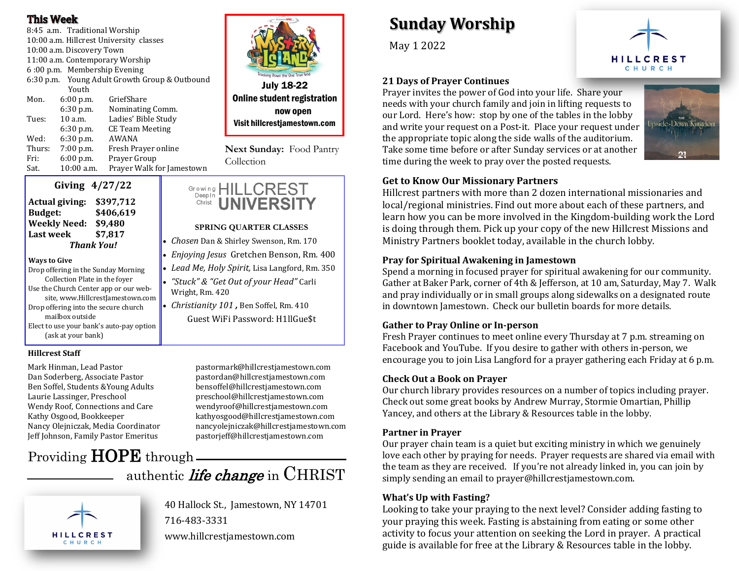## This Week

8:45 a.m. Traditional Worship
10:00 a.m. Hillcrest University classes
10:00 a.m. Discovery Town
11:00 a.m. Contemporary Worship
6 :00 p.m. Membership Evening
6:30 p.m. Young Adult Growth Group & Outbound Youth

| | | |
|---|---|---|
| Mon. | 6:00 p.m. | GriefShare |
| | 6:30 p.m. | Nominating Comm. |
| Tues: | 10 a.m. | Ladies' Bible Study |
| | 6:30 p.m. | CE Team Meeting |
| Wed: | 6:30 p.m. | AWANA |
| Thurs: | 7:00 p.m. | Fresh Prayer online |
| Fri: | 6:00 p.m. | Prayer Group |
| Sat. | 10:00 a.m. | Prayer Walk for Jamestown |

**Mystery Island**
**July 18-22**
**Online student registration now open**
**Visit hillcrestjamestown.com**

**Next Sunday:** Food Pantry Collection

### Giving 4/27/22

| | |
|---|---|
| **Actual giving:** | **$397,712** |
| **Budget:** | **$406,619** |
| **Weekly Need:** | **$9,480** |
| **Last week** | **$7,817** |

***Thank You!***

**Ways to Give**

Drop offering in the Sunday Morning Collection Plate in the foyer
Use the Church Center app or our web-site, www.HillcrestJamestown.com
Drop offering into the secure church mailbox outside
Elect to use your bank's auto-pay option (ask at your bank)

### Growing Deep In Christ — HILLCREST UNIVERSITY

**SPRING QUARTER CLASSES**

- *Chosen* Dan & Shirley Swenson, Rm. 170
- *Enjoying Jesus* Gretchen Benson, Rm. 400
- *Lead Me, Holy Spirit,* Lisa Langford, Rm. 350
- *"Stuck" & "Get Out of your Head"* Carli Wright, Rm. 420
- *Christianity 101 ,* Ben Soffel, Rm. 410

Guest WiFi Password: H1llGue$t

### Hillcrest Staff

| | |
|---|---|
| Mark Hinman, Lead Pastor | pastormark@hillcrestjamestown.com |
| Dan Soderberg, Associate Pastor | pastordan@hillcrestjamestown.com |
| Ben Soffel, Students &Young Adults | bensoffel@hillcrestjamestown.com |
| Laurie Lassinger, Preschool | preschool@hillcrestjamestown.com |
| Wendy Roof, Connections and Care | wendyroof@hillcrestjamestown.com |
| Kathy Osgood, Bookkeeper | kathyosgood@hillcrestjamestown.com |
| Nancy Olejniczak, Media Coordinator | nancyolejniczak@hillcrestjamestown.com |
| Jeff Johnson, Family Pastor Emeritus | pastorjeff@hillcrestjamestown.com |

Providing **HOPE** through authentic ***life change*** in CHRIST

HILLCREST CHURCH

40 Hallock St., Jamestown, NY 14701
716-483-3331
www.hillcrestjamestown.com

# Sunday Worship

May 1 2022

HILLCREST CHURCH

### 21 Days of Prayer Continues

Prayer invites the power of God into your life. Share your needs with your church family and join in lifting requests to our Lord. Here's how: stop by one of the tables in the lobby and write your request on a Post-it. Place your request under the appropriate topic along the side walls of the auditorium. Take some time before or after Sunday services or at another time during the week to pray over the posted requests.

### Get to Know Our Missionary Partners

Hillcrest partners with more than 2 dozen international missionaries and local/regional ministries. Find out more about each of these partners, and learn how you can be more involved in the Kingdom-building work the Lord is doing through them. Pick up your copy of the new Hillcrest Missions and Ministry Partners booklet today, available in the church lobby.

### Pray for Spiritual Awakening in Jamestown

Spend a morning in focused prayer for spiritual awakening for our community. Gather at Baker Park, corner of 4th & Jefferson, at 10 am, Saturday, May 7. Walk and pray individually or in small groups along sidewalks on a designated route in downtown Jamestown. Check our bulletin boards for more details.

### Gather to Pray Online or In-person

Fresh Prayer continues to meet online every Thursday at 7 p.m. streaming on Facebook and YouTube. If you desire to gather with others in-person, we encourage you to join Lisa Langford for a prayer gathering each Friday at 6 p.m.

### Check Out a Book on Prayer

Our church library provides resources on a number of topics including prayer. Check out some great books by Andrew Murray, Stormie Omartian, Phillip Yancey, and others at the Library & Resources table in the lobby.

### Partner in Prayer

Our prayer chain team is a quiet but exciting ministry in which we genuinely love each other by praying for needs. Prayer requests are shared via email with the team as they are received. If you're not already linked in, you can join by simply sending an email to prayer@hillcrestjamestown.com.

### What's Up with Fasting?

Looking to take your praying to the next level? Consider adding fasting to your praying this week. Fasting is abstaining from eating or some other activity to focus your attention on seeking the Lord in prayer. A practical guide is available for free at the Library & Resources table in the lobby.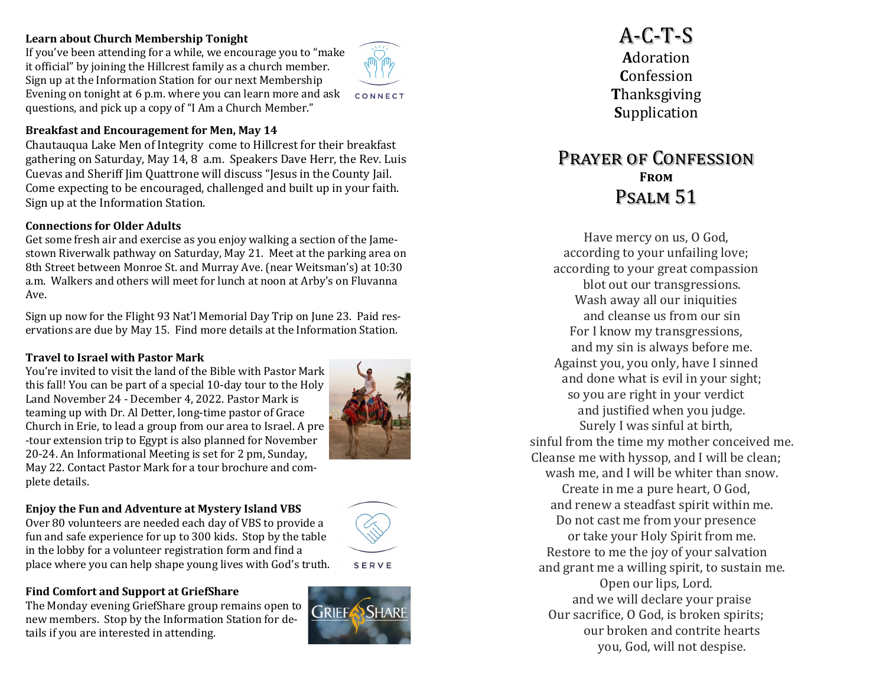**Learn about Church Membership Tonight**

If you've been attending for a while, we encourage you to "make it official" by joining the Hillcrest family as a church member. Sign up at the Information Station for our next Membership Evening on tonight at 6 p.m. where you can learn more and ask questions, and pick up a copy of "I Am a Church Member."

CONNECT

**Breakfast and Encouragement for Men, May 14**

Chautauqua Lake Men of Integrity come to Hillcrest for their breakfast gathering on Saturday, May 14, 8 a.m. Speakers Dave Herr, the Rev. Luis Cuevas and Sheriff Jim Quattrone will discuss "Jesus in the County Jail. Come expecting to be encouraged, challenged and built up in your faith. Sign up at the Information Station.

**Connections for Older Adults**

Get some fresh air and exercise as you enjoy walking a section of the Jamestown Riverwalk pathway on Saturday, May 21. Meet at the parking area on 8th Street between Monroe St. and Murray Ave. (near Weitsman's) at 10:30 a.m. Walkers and others will meet for lunch at noon at Arby's on Fluvanna Ave.

Sign up now for the Flight 93 Nat'l Memorial Day Trip on June 23. Paid reservations are due by May 15. Find more details at the Information Station.

**Travel to Israel with Pastor Mark**

You're invited to visit the land of the Bible with Pastor Mark this fall! You can be part of a special 10-day tour to the Holy Land November 24 - December 4, 2022. Pastor Mark is teaming up with Dr. Al Detter, long-time pastor of Grace Church in Erie, to lead a group from our area to Israel. A pre-tour extension trip to Egypt is also planned for November 20-24. An Informational Meeting is set for 2 pm, Sunday, May 22. Contact Pastor Mark for a tour brochure and complete details.

**Enjoy the Fun and Adventure at Mystery Island VBS**

Over 80 volunteers are needed each day of VBS to provide a fun and safe experience for up to 300 kids. Stop by the table in the lobby for a volunteer registration form and find a place where you can help shape young lives with God's truth.

SERVE

**Find Comfort and Support at GriefShare**

The Monday evening GriefShare group remains open to new members. Stop by the Information Station for details if you are interested in attending.

GRIEFSHARE

# A-C-T-S

**A**doration
**C**onfession
**T**hanksgiving
**S**upplication

## Prayer of Confession
### From
## Psalm 51

Have mercy on us, O God,
according to your unfailing love;
according to your great compassion
blot out our transgressions.
Wash away all our iniquities
and cleanse us from our sin
For I know my transgressions,
and my sin is always before me.
Against you, you only, have I sinned
and done what is evil in your sight;
so you are right in your verdict
and justified when you judge.
Surely I was sinful at birth,
sinful from the time my mother conceived me.
Cleanse me with hyssop, and I will be clean;
wash me, and I will be whiter than snow.
Create in me a pure heart, O God,
and renew a steadfast spirit within me.
Do not cast me from your presence
or take your Holy Spirit from me.
Restore to me the joy of your salvation
and grant me a willing spirit, to sustain me.
Open our lips, Lord.
and we will declare your praise
Our sacrifice, O God, is broken spirits;
our broken and contrite hearts
you, God, will not despise.